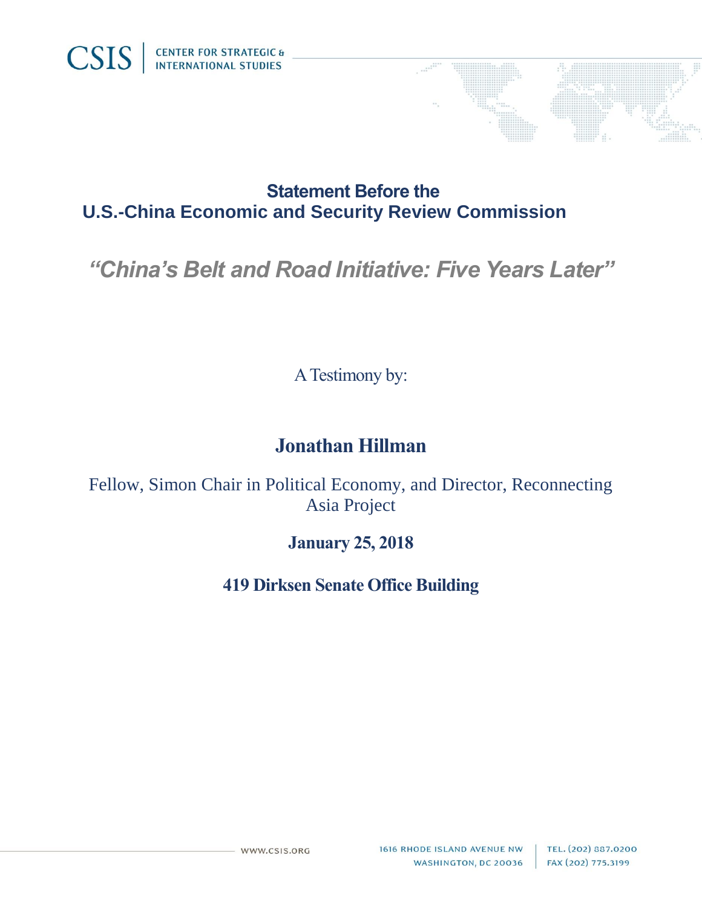CSIS | CENTER FOR STRATEGIC & INTERNATIONAL STUDIES

## Statement Before the
## U.S.-China Economic and Security Review Commission

### *"China's Belt and Road Initiative: Five Years Later"*

A Testimony by:

**Jonathan Hillman**

Fellow, Simon Chair in Political Economy, and Director, Reconnecting Asia Project

**January 25, 2018**

**419 Dirksen Senate Office Building**

WWW.CSIS.ORG

1616 RHODE ISLAND AVENUE NW
WASHINGTON, DC 20036

TEL. (202) 887.0200
FAX (202) 775.3199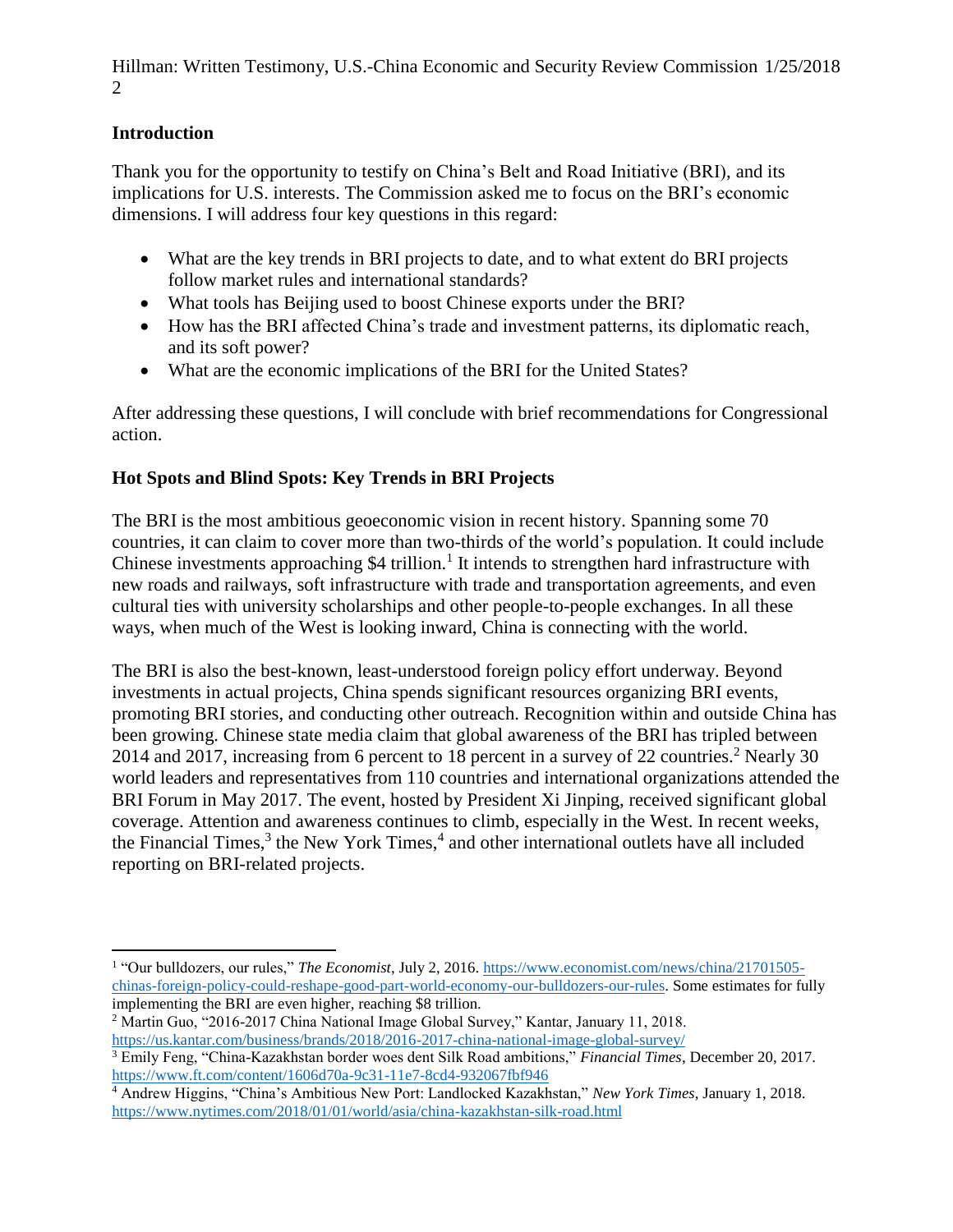## Introduction

Thank you for the opportunity to testify on China's Belt and Road Initiative (BRI), and its implications for U.S. interests. The Commission asked me to focus on the BRI's economic dimensions. I will address four key questions in this regard:

- What are the key trends in BRI projects to date, and to what extent do BRI projects follow market rules and international standards?
- What tools has Beijing used to boost Chinese exports under the BRI?
- How has the BRI affected China's trade and investment patterns, its diplomatic reach, and its soft power?
- What are the economic implications of the BRI for the United States?

After addressing these questions, I will conclude with brief recommendations for Congressional action.

## Hot Spots and Blind Spots: Key Trends in BRI Projects

The BRI is the most ambitious geoeconomic vision in recent history. Spanning some 70 countries, it can claim to cover more than two-thirds of the world's population. It could include Chinese investments approaching $4 trillion.[1] It intends to strengthen hard infrastructure with new roads and railways, soft infrastructure with trade and transportation agreements, and even cultural ties with university scholarships and other people-to-people exchanges. In all these ways, when much of the West is looking inward, China is connecting with the world.

The BRI is also the best-known, least-understood foreign policy effort underway. Beyond investments in actual projects, China spends significant resources organizing BRI events, promoting BRI stories, and conducting other outreach. Recognition within and outside China has been growing. Chinese state media claim that global awareness of the BRI has tripled between 2014 and 2017, increasing from 6 percent to 18 percent in a survey of 22 countries.[2] Nearly 30 world leaders and representatives from 110 countries and international organizations attended the BRI Forum in May 2017. The event, hosted by President Xi Jinping, received significant global coverage. Attention and awareness continues to climb, especially in the West. In recent weeks, the Financial Times,[3] the New York Times,[4] and other international outlets have all included reporting on BRI-related projects.

---

[1] "Our bulldozers, our rules," *The Economist*, July 2, 2016. https://www.economist.com/news/china/21701505-chinas-foreign-policy-could-reshape-good-part-world-economy-our-bulldozers-our-rules. Some estimates for fully implementing the BRI are even higher, reaching $8 trillion.

[2] Martin Guo, "2016-2017 China National Image Global Survey," Kantar, January 11, 2018. https://us.kantar.com/business/brands/2018/2016-2017-china-national-image-global-survey/

[3] Emily Feng, "China-Kazakhstan border woes dent Silk Road ambitions," *Financial Times*, December 20, 2017. https://www.ft.com/content/1606d70a-9c31-11e7-8cd4-932067fbf946

[4] Andrew Higgins, "China's Ambitious New Port: Landlocked Kazakhstan," *New York Times*, January 1, 2018. https://www.nytimes.com/2018/01/01/world/asia/china-kazakhstan-silk-road.html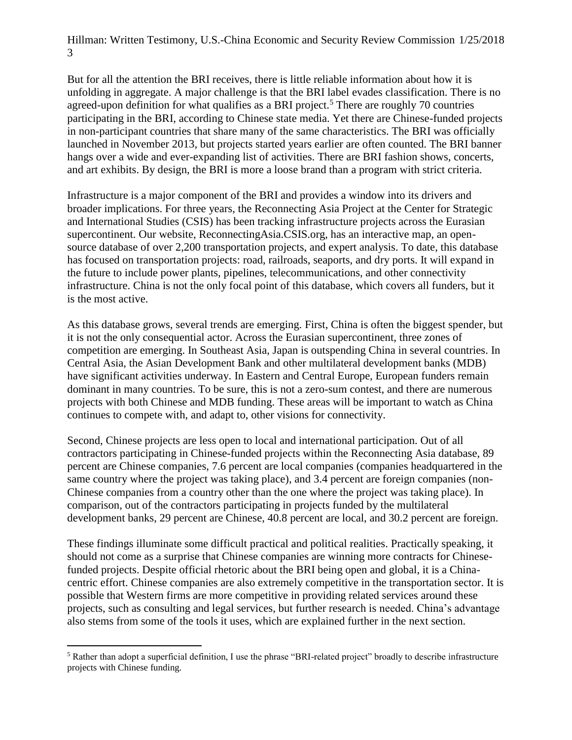But for all the attention the BRI receives, there is little reliable information about how it is unfolding in aggregate. A major challenge is that the BRI label evades classification. There is no agreed-upon definition for what qualifies as a BRI project.[5] There are roughly 70 countries participating in the BRI, according to Chinese state media. Yet there are Chinese-funded projects in non-participant countries that share many of the same characteristics. The BRI was officially launched in November 2013, but projects started years earlier are often counted. The BRI banner hangs over a wide and ever-expanding list of activities. There are BRI fashion shows, concerts, and art exhibits. By design, the BRI is more a loose brand than a program with strict criteria.

Infrastructure is a major component of the BRI and provides a window into its drivers and broader implications. For three years, the Reconnecting Asia Project at the Center for Strategic and International Studies (CSIS) has been tracking infrastructure projects across the Eurasian supercontinent. Our website, ReconnectingAsia.CSIS.org, has an interactive map, an open-source database of over 2,200 transportation projects, and expert analysis. To date, this database has focused on transportation projects: road, railroads, seaports, and dry ports. It will expand in the future to include power plants, pipelines, telecommunications, and other connectivity infrastructure. China is not the only focal point of this database, which covers all funders, but it is the most active.

As this database grows, several trends are emerging. First, China is often the biggest spender, but it is not the only consequential actor. Across the Eurasian supercontinent, three zones of competition are emerging. In Southeast Asia, Japan is outspending China in several countries. In Central Asia, the Asian Development Bank and other multilateral development banks (MDB) have significant activities underway. In Eastern and Central Europe, European funders remain dominant in many countries. To be sure, this is not a zero-sum contest, and there are numerous projects with both Chinese and MDB funding. These areas will be important to watch as China continues to compete with, and adapt to, other visions for connectivity.

Second, Chinese projects are less open to local and international participation. Out of all contractors participating in Chinese-funded projects within the Reconnecting Asia database, 89 percent are Chinese companies, 7.6 percent are local companies (companies headquartered in the same country where the project was taking place), and 3.4 percent are foreign companies (non-Chinese companies from a country other than the one where the project was taking place). In comparison, out of the contractors participating in projects funded by the multilateral development banks, 29 percent are Chinese, 40.8 percent are local, and 30.2 percent are foreign.

These findings illuminate some difficult practical and political realities. Practically speaking, it should not come as a surprise that Chinese companies are winning more contracts for Chinese-funded projects. Despite official rhetoric about the BRI being open and global, it is a China-centric effort. Chinese companies are also extremely competitive in the transportation sector. It is possible that Western firms are more competitive in providing related services around these projects, such as consulting and legal services, but further research is needed. China's advantage also stems from some of the tools it uses, which are explained further in the next section.

[5] Rather than adopt a superficial definition, I use the phrase "BRI-related project" broadly to describe infrastructure projects with Chinese funding.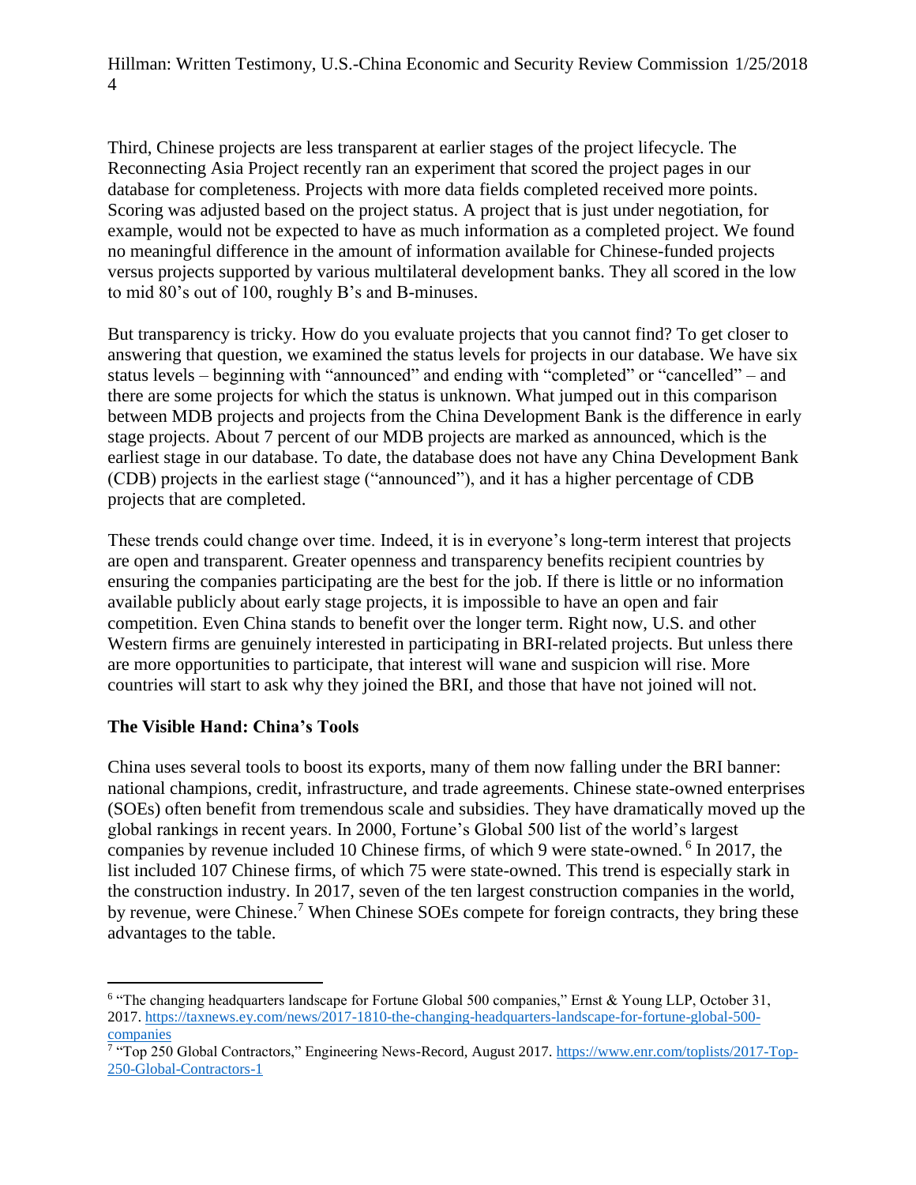Third, Chinese projects are less transparent at earlier stages of the project lifecycle. The Reconnecting Asia Project recently ran an experiment that scored the project pages in our database for completeness. Projects with more data fields completed received more points. Scoring was adjusted based on the project status. A project that is just under negotiation, for example, would not be expected to have as much information as a completed project. We found no meaningful difference in the amount of information available for Chinese-funded projects versus projects supported by various multilateral development banks. They all scored in the low to mid 80's out of 100, roughly B's and B-minuses.

But transparency is tricky. How do you evaluate projects that you cannot find? To get closer to answering that question, we examined the status levels for projects in our database. We have six status levels – beginning with "announced" and ending with "completed" or "cancelled" – and there are some projects for which the status is unknown. What jumped out in this comparison between MDB projects and projects from the China Development Bank is the difference in early stage projects. About 7 percent of our MDB projects are marked as announced, which is the earliest stage in our database. To date, the database does not have any China Development Bank (CDB) projects in the earliest stage ("announced"), and it has a higher percentage of CDB projects that are completed.

These trends could change over time. Indeed, it is in everyone's long-term interest that projects are open and transparent. Greater openness and transparency benefits recipient countries by ensuring the companies participating are the best for the job. If there is little or no information available publicly about early stage projects, it is impossible to have an open and fair competition. Even China stands to benefit over the longer term. Right now, U.S. and other Western firms are genuinely interested in participating in BRI-related projects. But unless there are more opportunities to participate, that interest will wane and suspicion will rise. More countries will start to ask why they joined the BRI, and those that have not joined will not.

**The Visible Hand: China's Tools**

China uses several tools to boost its exports, many of them now falling under the BRI banner: national champions, credit, infrastructure, and trade agreements. Chinese state-owned enterprises (SOEs) often benefit from tremendous scale and subsidies. They have dramatically moved up the global rankings in recent years. In 2000, Fortune's Global 500 list of the world's largest companies by revenue included 10 Chinese firms, of which 9 were state-owned.[6] In 2017, the list included 107 Chinese firms, of which 75 were state-owned. This trend is especially stark in the construction industry. In 2017, seven of the ten largest construction companies in the world, by revenue, were Chinese.[7] When Chinese SOEs compete for foreign contracts, they bring these advantages to the table.

---

[6] "The changing headquarters landscape for Fortune Global 500 companies," Ernst & Young LLP, October 31, 2017. https://taxnews.ey.com/news/2017-1810-the-changing-headquarters-landscape-for-fortune-global-500-companies

[7] "Top 250 Global Contractors," Engineering News-Record, August 2017. https://www.enr.com/toplists/2017-Top-250-Global-Contractors-1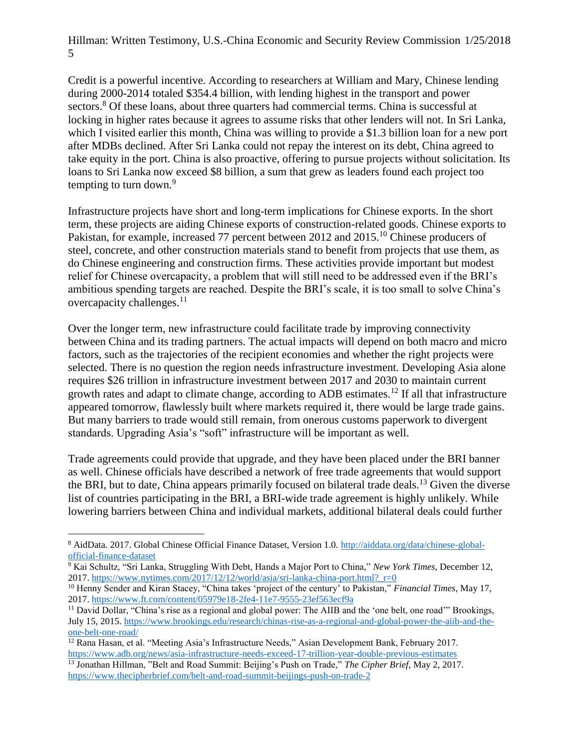Credit is a powerful incentive. According to researchers at William and Mary, Chinese lending during 2000-2014 totaled $354.4 billion, with lending highest in the transport and power sectors.[8] Of these loans, about three quarters had commercial terms. China is successful at locking in higher rates because it agrees to assume risks that other lenders will not. In Sri Lanka, which I visited earlier this month, China was willing to provide a $1.3 billion loan for a new port after MDBs declined. After Sri Lanka could not repay the interest on its debt, China agreed to take equity in the port. China is also proactive, offering to pursue projects without solicitation. Its loans to Sri Lanka now exceed $8 billion, a sum that grew as leaders found each project too tempting to turn down.[9]

Infrastructure projects have short and long-term implications for Chinese exports. In the short term, these projects are aiding Chinese exports of construction-related goods. Chinese exports to Pakistan, for example, increased 77 percent between 2012 and 2015.[10] Chinese producers of steel, concrete, and other construction materials stand to benefit from projects that use them, as do Chinese engineering and construction firms. These activities provide important but modest relief for Chinese overcapacity, a problem that will still need to be addressed even if the BRI's ambitious spending targets are reached. Despite the BRI's scale, it is too small to solve China's overcapacity challenges.[11]

Over the longer term, new infrastructure could facilitate trade by improving connectivity between China and its trading partners. The actual impacts will depend on both macro and micro factors, such as the trajectories of the recipient economies and whether the right projects were selected. There is no question the region needs infrastructure investment. Developing Asia alone requires $26 trillion in infrastructure investment between 2017 and 2030 to maintain current growth rates and adapt to climate change, according to ADB estimates.[12] If all that infrastructure appeared tomorrow, flawlessly built where markets required it, there would be large trade gains. But many barriers to trade would still remain, from onerous customs paperwork to divergent standards. Upgrading Asia's "soft" infrastructure will be important as well.

Trade agreements could provide that upgrade, and they have been placed under the BRI banner as well. Chinese officials have described a network of free trade agreements that would support the BRI, but to date, China appears primarily focused on bilateral trade deals.[13] Given the diverse list of countries participating in the BRI, a BRI-wide trade agreement is highly unlikely. While lowering barriers between China and individual markets, additional bilateral deals could further

---

[8] AidData. 2017. Global Chinese Official Finance Dataset, Version 1.0. http://aiddata.org/data/chinese-global-official-finance-dataset

[9] Kai Schultz, "Sri Lanka, Struggling With Debt, Hands a Major Port to China," *New York Times*, December 12, 2017. https://www.nytimes.com/2017/12/12/world/asia/sri-lanka-china-port.html?_r=0

[10] Henny Sender and Kiran Stacey, "China takes 'project of the century' to Pakistan," *Financial Times*, May 17, 2017. https://www.ft.com/content/05979e18-2fe4-11e7-9555-23ef563ecf9a

[11] David Dollar, "China's rise as a regional and global power: The AIIB and the 'one belt, one road'" Brookings, July 15, 2015. https://www.brookings.edu/research/chinas-rise-as-a-regional-and-global-power-the-aiib-and-the-one-belt-one-road/

[12] Rana Hasan, et al. "Meeting Asia's Infrastructure Needs," Asian Development Bank, February 2017. https://www.adb.org/news/asia-infrastructure-needs-exceed-17-trillion-year-double-previous-estimates

[13] Jonathan Hillman, "Belt and Road Summit: Beijing's Push on Trade," *The Cipher Brief*, May 2, 2017. https://www.thecipherbrief.com/belt-and-road-summit-beijings-push-on-trade-2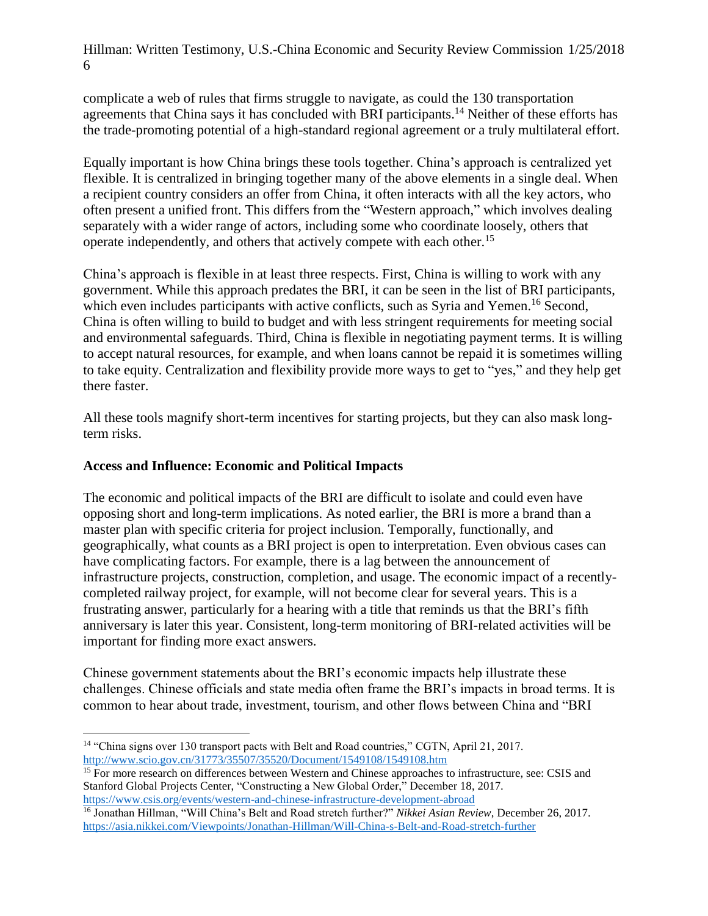complicate a web of rules that firms struggle to navigate, as could the 130 transportation agreements that China says it has concluded with BRI participants.[14] Neither of these efforts has the trade-promoting potential of a high-standard regional agreement or a truly multilateral effort.

Equally important is how China brings these tools together. China's approach is centralized yet flexible. It is centralized in bringing together many of the above elements in a single deal. When a recipient country considers an offer from China, it often interacts with all the key actors, who often present a unified front. This differs from the "Western approach," which involves dealing separately with a wider range of actors, including some who coordinate loosely, others that operate independently, and others that actively compete with each other.[15]

China's approach is flexible in at least three respects. First, China is willing to work with any government. While this approach predates the BRI, it can be seen in the list of BRI participants, which even includes participants with active conflicts, such as Syria and Yemen.[16] Second, China is often willing to build to budget and with less stringent requirements for meeting social and environmental safeguards. Third, China is flexible in negotiating payment terms. It is willing to accept natural resources, for example, and when loans cannot be repaid it is sometimes willing to take equity. Centralization and flexibility provide more ways to get to "yes," and they help get there faster.

All these tools magnify short-term incentives for starting projects, but they can also mask long-term risks.

## Access and Influence: Economic and Political Impacts

The economic and political impacts of the BRI are difficult to isolate and could even have opposing short and long-term implications. As noted earlier, the BRI is more a brand than a master plan with specific criteria for project inclusion. Temporally, functionally, and geographically, what counts as a BRI project is open to interpretation. Even obvious cases can have complicating factors. For example, there is a lag between the announcement of infrastructure projects, construction, completion, and usage. The economic impact of a recently-completed railway project, for example, will not become clear for several years. This is a frustrating answer, particularly for a hearing with a title that reminds us that the BRI's fifth anniversary is later this year. Consistent, long-term monitoring of BRI-related activities will be important for finding more exact answers.

Chinese government statements about the BRI's economic impacts help illustrate these challenges. Chinese officials and state media often frame the BRI's impacts in broad terms. It is common to hear about trade, investment, tourism, and other flows between China and "BRI

---

[14] "China signs over 130 transport pacts with Belt and Road countries," CGTN, April 21, 2017. http://www.scio.gov.cn/31773/35507/35520/Document/1549108/1549108.htm

[15] For more research on differences between Western and Chinese approaches to infrastructure, see: CSIS and Stanford Global Projects Center, "Constructing a New Global Order," December 18, 2017. https://www.csis.org/events/western-and-chinese-infrastructure-development-abroad

[16] Jonathan Hillman, "Will China's Belt and Road stretch further?" *Nikkei Asian Review*, December 26, 2017. https://asia.nikkei.com/Viewpoints/Jonathan-Hillman/Will-China-s-Belt-and-Road-stretch-further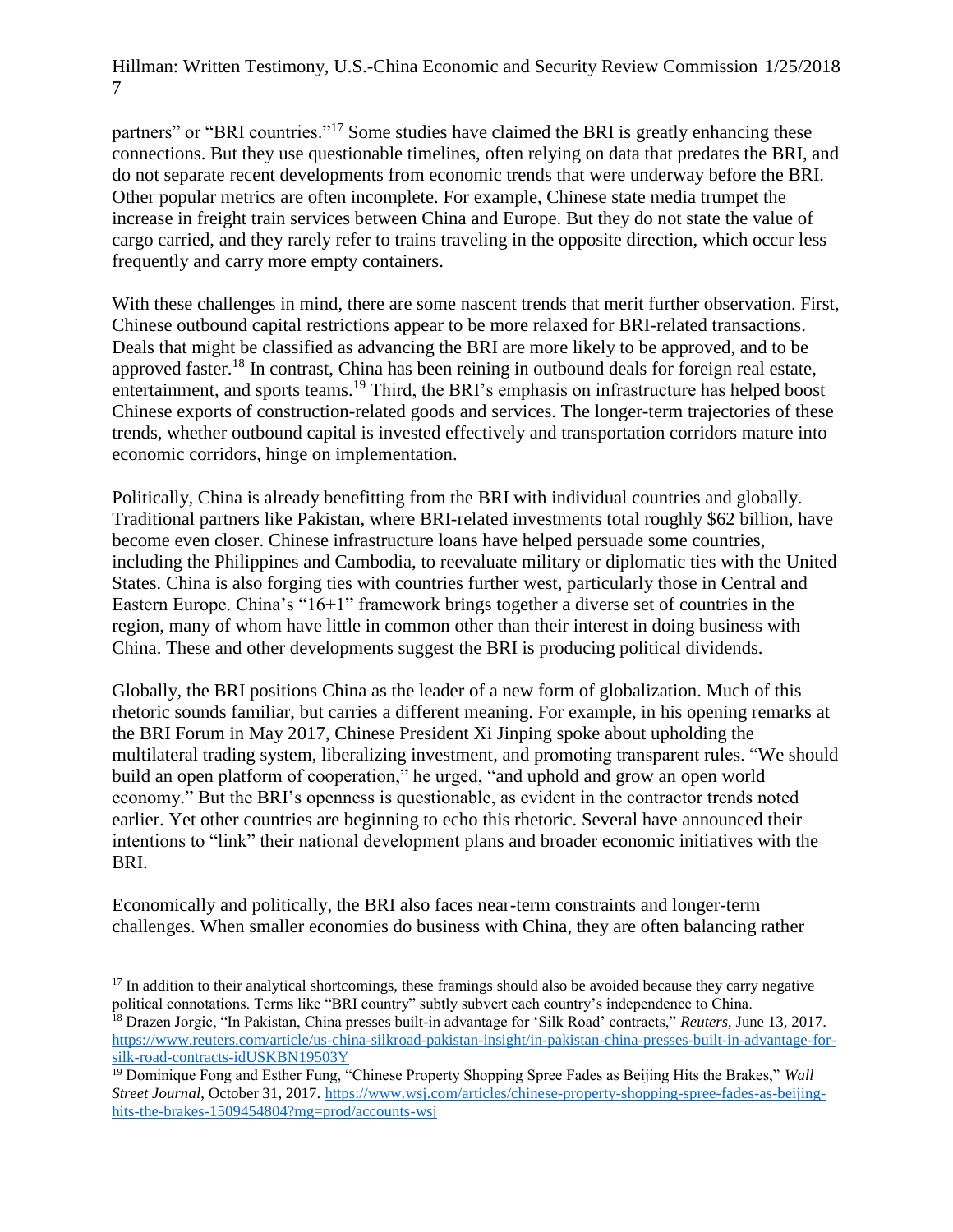partners" or "BRI countries."[17] Some studies have claimed the BRI is greatly enhancing these connections. But they use questionable timelines, often relying on data that predates the BRI, and do not separate recent developments from economic trends that were underway before the BRI. Other popular metrics are often incomplete. For example, Chinese state media trumpet the increase in freight train services between China and Europe. But they do not state the value of cargo carried, and they rarely refer to trains traveling in the opposite direction, which occur less frequently and carry more empty containers.

With these challenges in mind, there are some nascent trends that merit further observation. First, Chinese outbound capital restrictions appear to be more relaxed for BRI-related transactions. Deals that might be classified as advancing the BRI are more likely to be approved, and to be approved faster.[18] In contrast, China has been reining in outbound deals for foreign real estate, entertainment, and sports teams.[19] Third, the BRI's emphasis on infrastructure has helped boost Chinese exports of construction-related goods and services. The longer-term trajectories of these trends, whether outbound capital is invested effectively and transportation corridors mature into economic corridors, hinge on implementation.

Politically, China is already benefitting from the BRI with individual countries and globally. Traditional partners like Pakistan, where BRI-related investments total roughly $62 billion, have become even closer. Chinese infrastructure loans have helped persuade some countries, including the Philippines and Cambodia, to reevaluate military or diplomatic ties with the United States. China is also forging ties with countries further west, particularly those in Central and Eastern Europe. China's "16+1" framework brings together a diverse set of countries in the region, many of whom have little in common other than their interest in doing business with China. These and other developments suggest the BRI is producing political dividends.

Globally, the BRI positions China as the leader of a new form of globalization. Much of this rhetoric sounds familiar, but carries a different meaning. For example, in his opening remarks at the BRI Forum in May 2017, Chinese President Xi Jinping spoke about upholding the multilateral trading system, liberalizing investment, and promoting transparent rules. "We should build an open platform of cooperation," he urged, "and uphold and grow an open world economy." But the BRI's openness is questionable, as evident in the contractor trends noted earlier. Yet other countries are beginning to echo this rhetoric. Several have announced their intentions to "link" their national development plans and broader economic initiatives with the BRI.

Economically and politically, the BRI also faces near-term constraints and longer-term challenges. When smaller economies do business with China, they are often balancing rather

---

[17] In addition to their analytical shortcomings, these framings should also be avoided because they carry negative political connotations. Terms like "BRI country" subtly subvert each country's independence to China.

[18] Drazen Jorgic, "In Pakistan, China presses built-in advantage for 'Silk Road' contracts," *Reuters*, June 13, 2017. https://www.reuters.com/article/us-china-silkroad-pakistan-insight/in-pakistan-china-presses-built-in-advantage-for-silk-road-contracts-idUSKBN19503Y

[19] Dominique Fong and Esther Fung, "Chinese Property Shopping Spree Fades as Beijing Hits the Brakes," *Wall Street Journal*, October 31, 2017. https://www.wsj.com/articles/chinese-property-shopping-spree-fades-as-beijing-hits-the-brakes-1509454804?mg=prod/accounts-wsj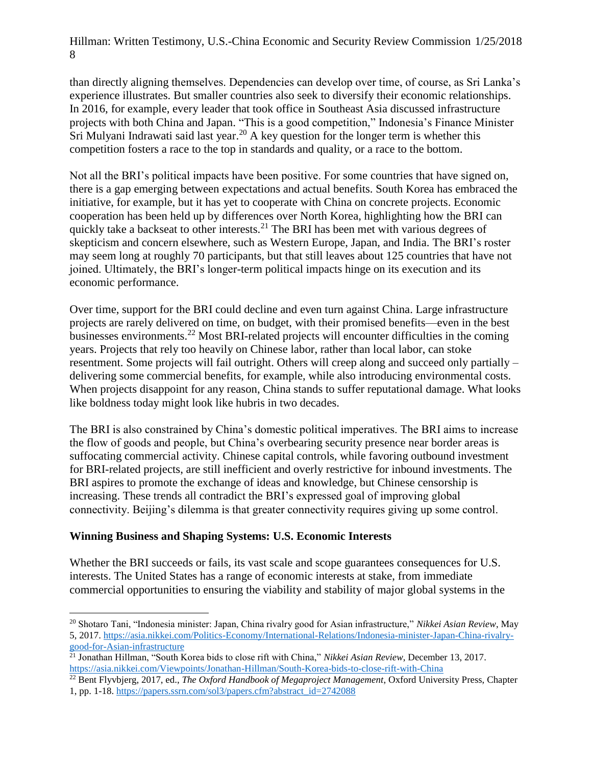than directly aligning themselves. Dependencies can develop over time, of course, as Sri Lanka's experience illustrates. But smaller countries also seek to diversify their economic relationships. In 2016, for example, every leader that took office in Southeast Asia discussed infrastructure projects with both China and Japan. "This is a good competition," Indonesia's Finance Minister Sri Mulyani Indrawati said last year.[20] A key question for the longer term is whether this competition fosters a race to the top in standards and quality, or a race to the bottom.

Not all the BRI's political impacts have been positive. For some countries that have signed on, there is a gap emerging between expectations and actual benefits. South Korea has embraced the initiative, for example, but it has yet to cooperate with China on concrete projects. Economic cooperation has been held up by differences over North Korea, highlighting how the BRI can quickly take a backseat to other interests.[21] The BRI has been met with various degrees of skepticism and concern elsewhere, such as Western Europe, Japan, and India. The BRI's roster may seem long at roughly 70 participants, but that still leaves about 125 countries that have not joined. Ultimately, the BRI's longer-term political impacts hinge on its execution and its economic performance.

Over time, support for the BRI could decline and even turn against China. Large infrastructure projects are rarely delivered on time, on budget, with their promised benefits—even in the best businesses environments.[22] Most BRI-related projects will encounter difficulties in the coming years. Projects that rely too heavily on Chinese labor, rather than local labor, can stoke resentment. Some projects will fail outright. Others will creep along and succeed only partially – delivering some commercial benefits, for example, while also introducing environmental costs. When projects disappoint for any reason, China stands to suffer reputational damage. What looks like boldness today might look like hubris in two decades.

The BRI is also constrained by China's domestic political imperatives. The BRI aims to increase the flow of goods and people, but China's overbearing security presence near border areas is suffocating commercial activity. Chinese capital controls, while favoring outbound investment for BRI-related projects, are still inefficient and overly restrictive for inbound investments. The BRI aspires to promote the exchange of ideas and knowledge, but Chinese censorship is increasing. These trends all contradict the BRI's expressed goal of improving global connectivity. Beijing's dilemma is that greater connectivity requires giving up some control.

**Winning Business and Shaping Systems: U.S. Economic Interests**

Whether the BRI succeeds or fails, its vast scale and scope guarantees consequences for U.S. interests. The United States has a range of economic interests at stake, from immediate commercial opportunities to ensuring the viability and stability of major global systems in the

---

[20] Shotaro Tani, "Indonesia minister: Japan, China rivalry good for Asian infrastructure," *Nikkei Asian Review*, May 5, 2017. https://asia.nikkei.com/Politics-Economy/International-Relations/Indonesia-minister-Japan-China-rivalry-good-for-Asian-infrastructure

[21] Jonathan Hillman, "South Korea bids to close rift with China," *Nikkei Asian Review*, December 13, 2017. https://asia.nikkei.com/Viewpoints/Jonathan-Hillman/South-Korea-bids-to-close-rift-with-China

[22] Bent Flyvbjerg, 2017, ed., *The Oxford Handbook of Megaproject Management*, Oxford University Press, Chapter 1, pp. 1-18. https://papers.ssrn.com/sol3/papers.cfm?abstract_id=2742088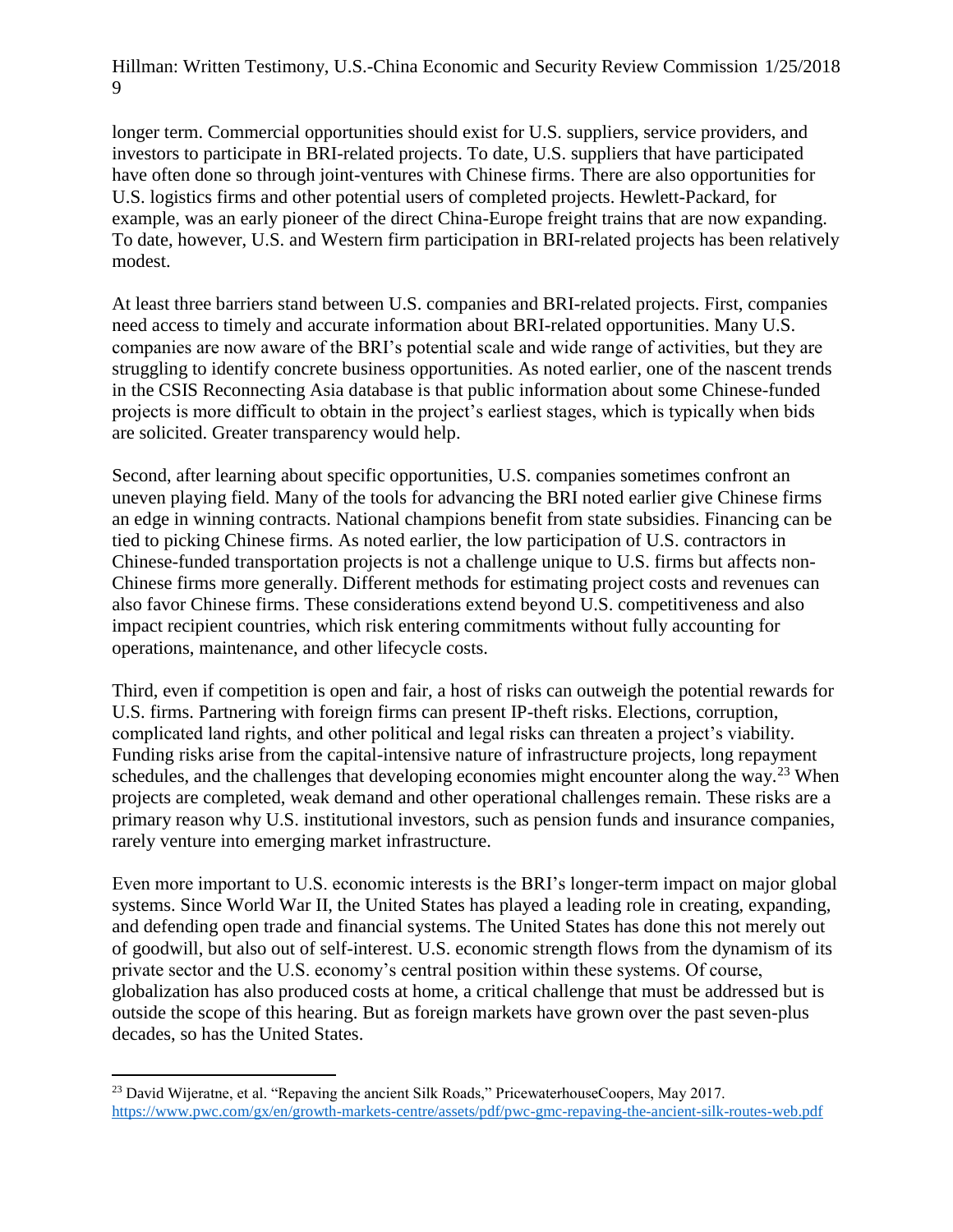longer term. Commercial opportunities should exist for U.S. suppliers, service providers, and investors to participate in BRI-related projects. To date, U.S. suppliers that have participated have often done so through joint-ventures with Chinese firms. There are also opportunities for U.S. logistics firms and other potential users of completed projects. Hewlett-Packard, for example, was an early pioneer of the direct China-Europe freight trains that are now expanding. To date, however, U.S. and Western firm participation in BRI-related projects has been relatively modest.

At least three barriers stand between U.S. companies and BRI-related projects. First, companies need access to timely and accurate information about BRI-related opportunities. Many U.S. companies are now aware of the BRI's potential scale and wide range of activities, but they are struggling to identify concrete business opportunities. As noted earlier, one of the nascent trends in the CSIS Reconnecting Asia database is that public information about some Chinese-funded projects is more difficult to obtain in the project's earliest stages, which is typically when bids are solicited. Greater transparency would help.

Second, after learning about specific opportunities, U.S. companies sometimes confront an uneven playing field. Many of the tools for advancing the BRI noted earlier give Chinese firms an edge in winning contracts. National champions benefit from state subsidies. Financing can be tied to picking Chinese firms. As noted earlier, the low participation of U.S. contractors in Chinese-funded transportation projects is not a challenge unique to U.S. firms but affects non-Chinese firms more generally. Different methods for estimating project costs and revenues can also favor Chinese firms. These considerations extend beyond U.S. competitiveness and also impact recipient countries, which risk entering commitments without fully accounting for operations, maintenance, and other lifecycle costs.

Third, even if competition is open and fair, a host of risks can outweigh the potential rewards for U.S. firms. Partnering with foreign firms can present IP-theft risks. Elections, corruption, complicated land rights, and other political and legal risks can threaten a project's viability. Funding risks arise from the capital-intensive nature of infrastructure projects, long repayment schedules, and the challenges that developing economies might encounter along the way.[23] When projects are completed, weak demand and other operational challenges remain. These risks are a primary reason why U.S. institutional investors, such as pension funds and insurance companies, rarely venture into emerging market infrastructure.

Even more important to U.S. economic interests is the BRI's longer-term impact on major global systems. Since World War II, the United States has played a leading role in creating, expanding, and defending open trade and financial systems. The United States has done this not merely out of goodwill, but also out of self-interest. U.S. economic strength flows from the dynamism of its private sector and the U.S. economy's central position within these systems. Of course, globalization has also produced costs at home, a critical challenge that must be addressed but is outside the scope of this hearing. But as foreign markets have grown over the past seven-plus decades, so has the United States.

---

[23] David Wijeratne, et al. "Repaving the ancient Silk Roads," PricewaterhouseCoopers, May 2017. https://www.pwc.com/gx/en/growth-markets-centre/assets/pdf/pwc-gmc-repaving-the-ancient-silk-routes-web.pdf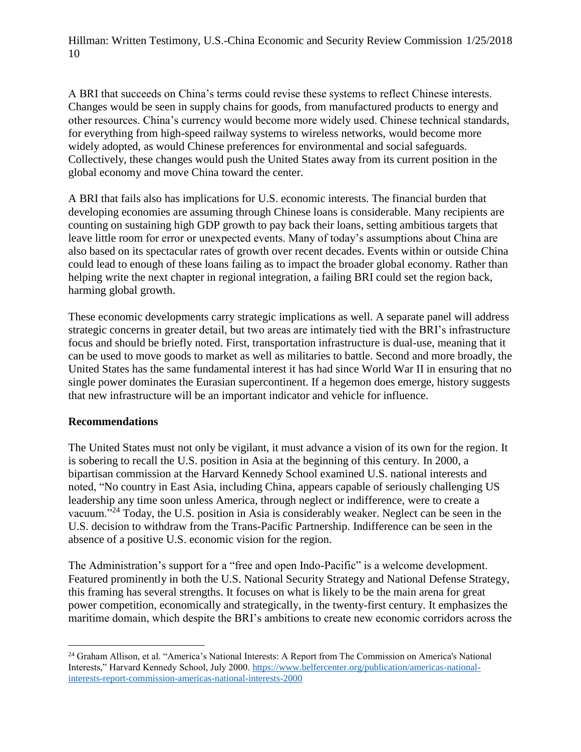A BRI that succeeds on China's terms could revise these systems to reflect Chinese interests. Changes would be seen in supply chains for goods, from manufactured products to energy and other resources. China's currency would become more widely used. Chinese technical standards, for everything from high-speed railway systems to wireless networks, would become more widely adopted, as would Chinese preferences for environmental and social safeguards. Collectively, these changes would push the United States away from its current position in the global economy and move China toward the center.

A BRI that fails also has implications for U.S. economic interests. The financial burden that developing economies are assuming through Chinese loans is considerable. Many recipients are counting on sustaining high GDP growth to pay back their loans, setting ambitious targets that leave little room for error or unexpected events. Many of today's assumptions about China are also based on its spectacular rates of growth over recent decades. Events within or outside China could lead to enough of these loans failing as to impact the broader global economy. Rather than helping write the next chapter in regional integration, a failing BRI could set the region back, harming global growth.

These economic developments carry strategic implications as well. A separate panel will address strategic concerns in greater detail, but two areas are intimately tied with the BRI's infrastructure focus and should be briefly noted. First, transportation infrastructure is dual-use, meaning that it can be used to move goods to market as well as militaries to battle. Second and more broadly, the United States has the same fundamental interest it has had since World War II in ensuring that no single power dominates the Eurasian supercontinent. If a hegemon does emerge, history suggests that new infrastructure will be an important indicator and vehicle for influence.

**Recommendations**

The United States must not only be vigilant, it must advance a vision of its own for the region. It is sobering to recall the U.S. position in Asia at the beginning of this century. In 2000, a bipartisan commission at the Harvard Kennedy School examined U.S. national interests and noted, "No country in East Asia, including China, appears capable of seriously challenging US leadership any time soon unless America, through neglect or indifference, were to create a vacuum."[24] Today, the U.S. position in Asia is considerably weaker. Neglect can be seen in the U.S. decision to withdraw from the Trans-Pacific Partnership. Indifference can be seen in the absence of a positive U.S. economic vision for the region.

The Administration's support for a "free and open Indo-Pacific" is a welcome development. Featured prominently in both the U.S. National Security Strategy and National Defense Strategy, this framing has several strengths. It focuses on what is likely to be the main arena for great power competition, economically and strategically, in the twenty-first century. It emphasizes the maritime domain, which despite the BRI's ambitions to create new economic corridors across the

---

[24] Graham Allison, et al. "America's National Interests: A Report from The Commission on America's National Interests," Harvard Kennedy School, July 2000. https://www.belfercenter.org/publication/americas-national-interests-report-commission-americas-national-interests-2000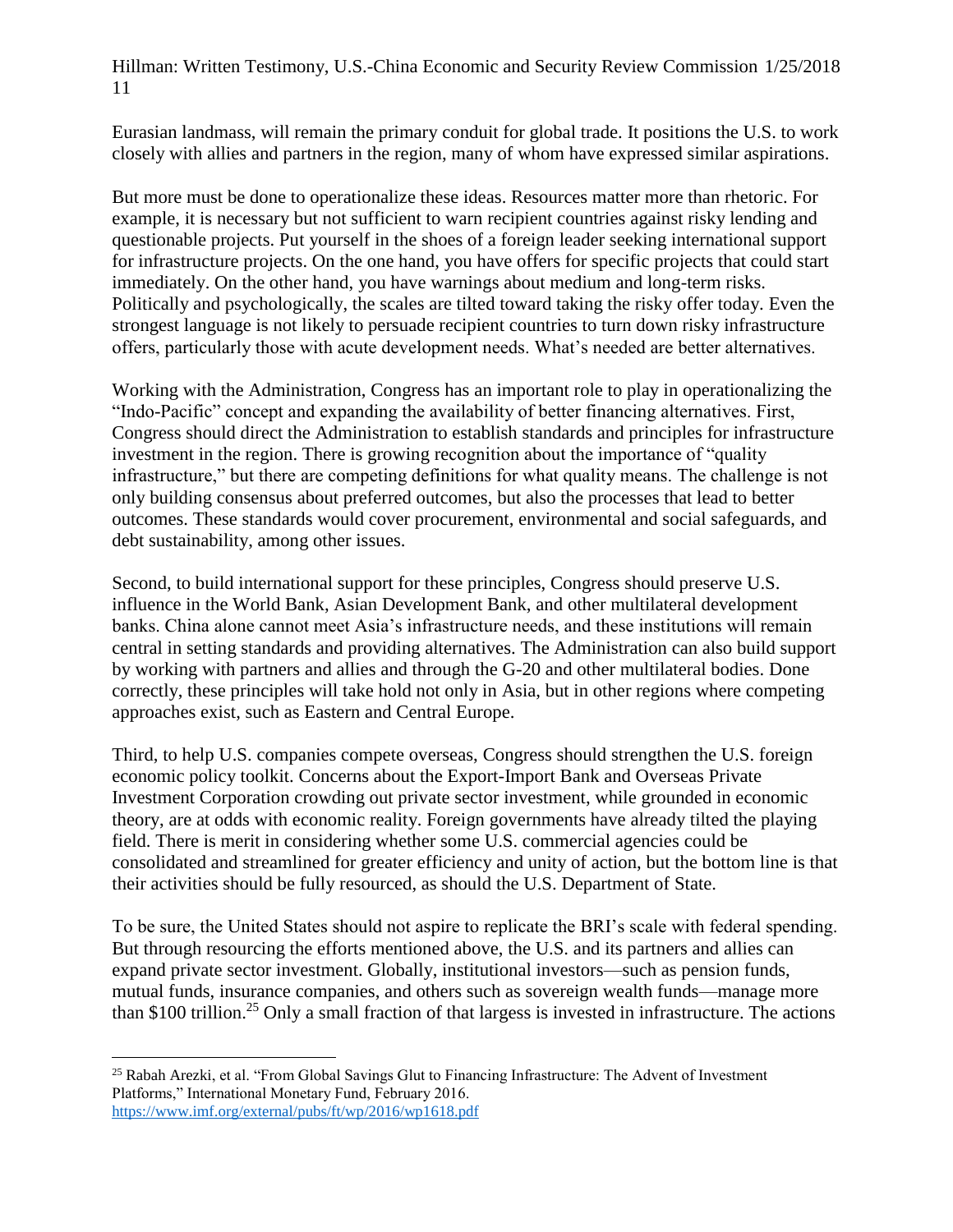Eurasian landmass, will remain the primary conduit for global trade. It positions the U.S. to work closely with allies and partners in the region, many of whom have expressed similar aspirations.

But more must be done to operationalize these ideas. Resources matter more than rhetoric. For example, it is necessary but not sufficient to warn recipient countries against risky lending and questionable projects. Put yourself in the shoes of a foreign leader seeking international support for infrastructure projects. On the one hand, you have offers for specific projects that could start immediately. On the other hand, you have warnings about medium and long-term risks. Politically and psychologically, the scales are tilted toward taking the risky offer today. Even the strongest language is not likely to persuade recipient countries to turn down risky infrastructure offers, particularly those with acute development needs. What's needed are better alternatives.

Working with the Administration, Congress has an important role to play in operationalizing the "Indo-Pacific" concept and expanding the availability of better financing alternatives. First, Congress should direct the Administration to establish standards and principles for infrastructure investment in the region. There is growing recognition about the importance of "quality infrastructure," but there are competing definitions for what quality means. The challenge is not only building consensus about preferred outcomes, but also the processes that lead to better outcomes. These standards would cover procurement, environmental and social safeguards, and debt sustainability, among other issues.

Second, to build international support for these principles, Congress should preserve U.S. influence in the World Bank, Asian Development Bank, and other multilateral development banks. China alone cannot meet Asia's infrastructure needs, and these institutions will remain central in setting standards and providing alternatives. The Administration can also build support by working with partners and allies and through the G-20 and other multilateral bodies. Done correctly, these principles will take hold not only in Asia, but in other regions where competing approaches exist, such as Eastern and Central Europe.

Third, to help U.S. companies compete overseas, Congress should strengthen the U.S. foreign economic policy toolkit. Concerns about the Export-Import Bank and Overseas Private Investment Corporation crowding out private sector investment, while grounded in economic theory, are at odds with economic reality. Foreign governments have already tilted the playing field. There is merit in considering whether some U.S. commercial agencies could be consolidated and streamlined for greater efficiency and unity of action, but the bottom line is that their activities should be fully resourced, as should the U.S. Department of State.

To be sure, the United States should not aspire to replicate the BRI's scale with federal spending. But through resourcing the efforts mentioned above, the U.S. and its partners and allies can expand private sector investment. Globally, institutional investors—such as pension funds, mutual funds, insurance companies, and others such as sovereign wealth funds—manage more than \$100 trillion.[25] Only a small fraction of that largess is invested in infrastructure. The actions

[25] Rabah Arezki, et al. "From Global Savings Glut to Financing Infrastructure: The Advent of Investment Platforms," International Monetary Fund, February 2016. https://www.imf.org/external/pubs/ft/wp/2016/wp1618.pdf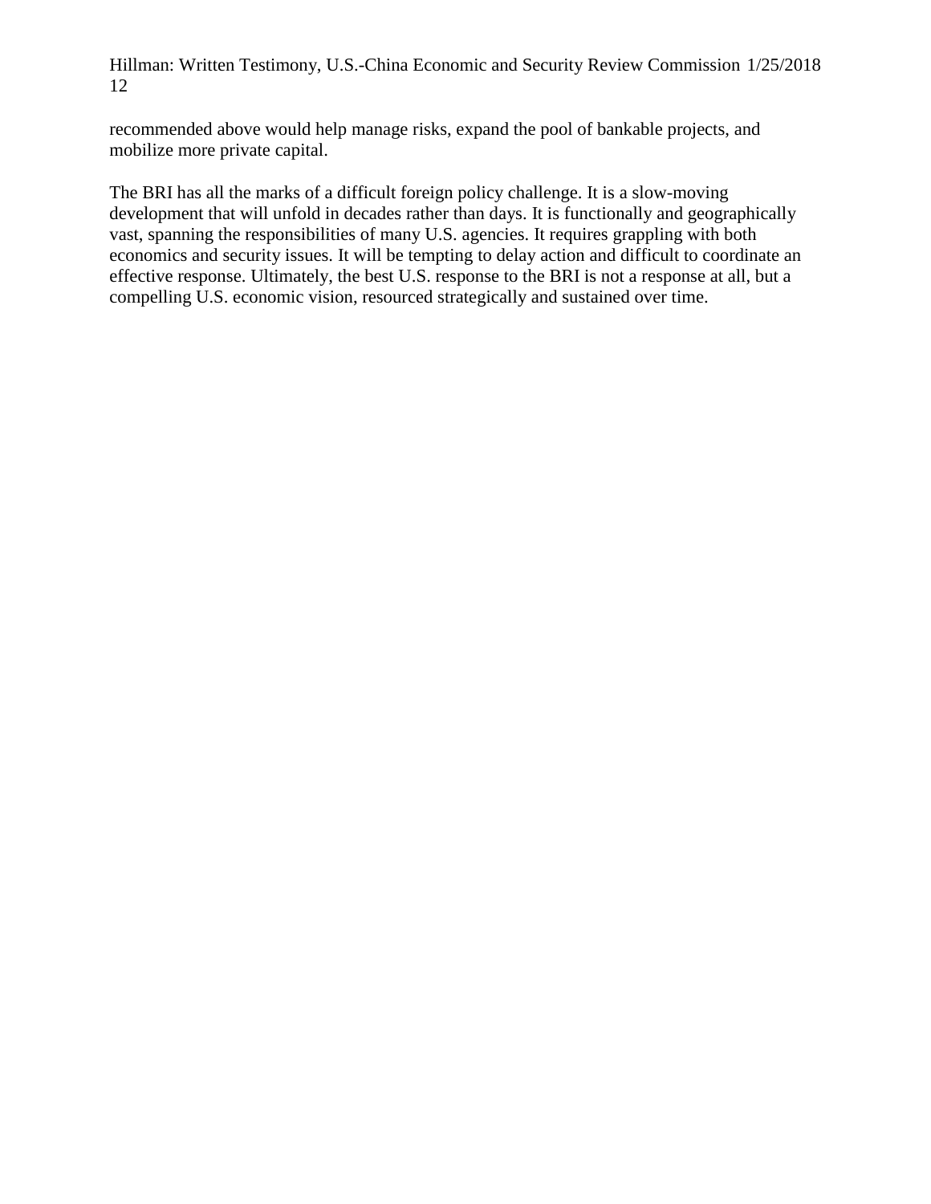recommended above would help manage risks, expand the pool of bankable projects, and mobilize more private capital.

The BRI has all the marks of a difficult foreign policy challenge. It is a slow-moving development that will unfold in decades rather than days. It is functionally and geographically vast, spanning the responsibilities of many U.S. agencies. It requires grappling with both economics and security issues. It will be tempting to delay action and difficult to coordinate an effective response. Ultimately, the best U.S. response to the BRI is not a response at all, but a compelling U.S. economic vision, resourced strategically and sustained over time.